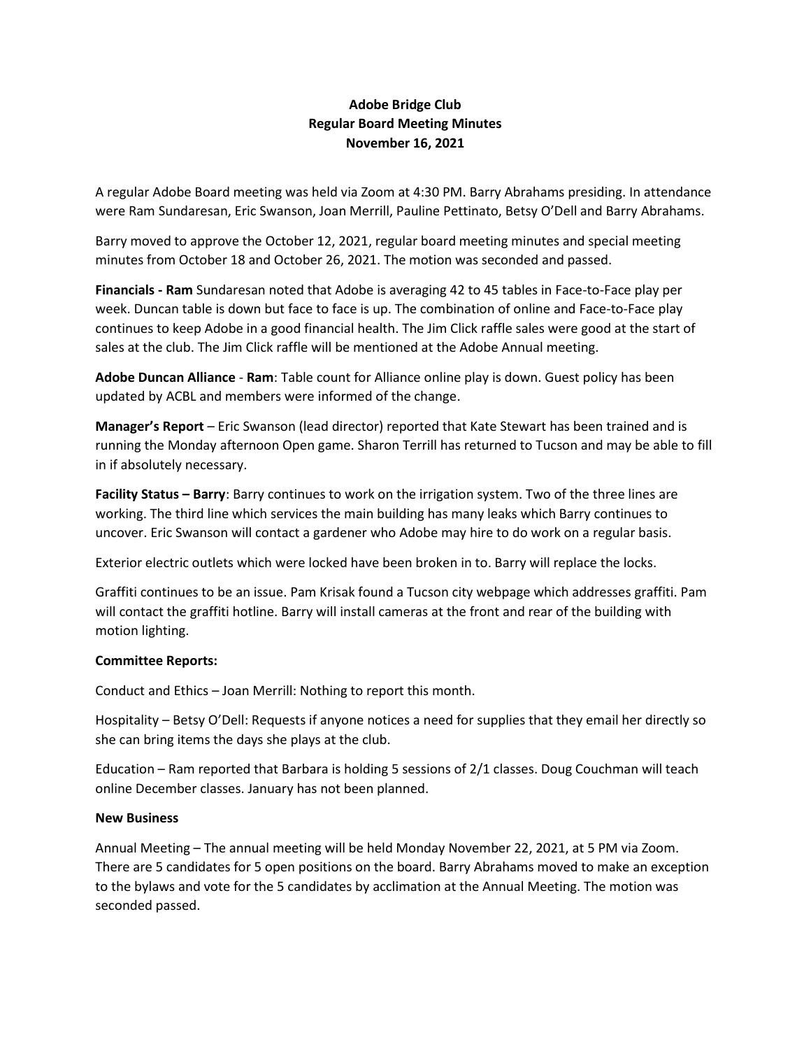# Adobe Bridge Club
## Regular Board Meeting Minutes
### November 16, 2021

A regular Adobe Board meeting was held via Zoom at 4:30 PM. Barry Abrahams presiding. In attendance were Ram Sundaresan, Eric Swanson, Joan Merrill, Pauline Pettinato, Betsy O'Dell and Barry Abrahams.

Barry moved to approve the October 12, 2021, regular board meeting minutes and special meeting minutes from October 18 and October 26, 2021. The motion was seconded and passed.

**Financials - Ram** Sundaresan noted that Adobe is averaging 42 to 45 tables in Face-to-Face play per week. Duncan table is down but face to face is up. The combination of online and Face-to-Face play continues to keep Adobe in a good financial health. The Jim Click raffle sales were good at the start of sales at the club. The Jim Click raffle will be mentioned at the Adobe Annual meeting.

**Adobe Duncan Alliance** - **Ram**: Table count for Alliance online play is down. Guest policy has been updated by ACBL and members were informed of the change.

**Manager's Report** – Eric Swanson (lead director) reported that Kate Stewart has been trained and is running the Monday afternoon Open game. Sharon Terrill has returned to Tucson and may be able to fill in if absolutely necessary.

**Facility Status – Barry**: Barry continues to work on the irrigation system. Two of the three lines are working. The third line which services the main building has many leaks which Barry continues to uncover. Eric Swanson will contact a gardener who Adobe may hire to do work on a regular basis.

Exterior electric outlets which were locked have been broken in to. Barry will replace the locks.

Graffiti continues to be an issue. Pam Krisak found a Tucson city webpage which addresses graffiti. Pam will contact the graffiti hotline. Barry will install cameras at the front and rear of the building with motion lighting.

**Committee Reports:**

Conduct and Ethics – Joan Merrill: Nothing to report this month.

Hospitality – Betsy O'Dell: Requests if anyone notices a need for supplies that they email her directly so she can bring items the days she plays at the club.

Education – Ram reported that Barbara is holding 5 sessions of 2/1 classes. Doug Couchman will teach online December classes. January has not been planned.

**New Business**

Annual Meeting – The annual meeting will be held Monday November 22, 2021, at 5 PM via Zoom. There are 5 candidates for 5 open positions on the board. Barry Abrahams moved to make an exception to the bylaws and vote for the 5 candidates by acclimation at the Annual Meeting. The motion was seconded passed.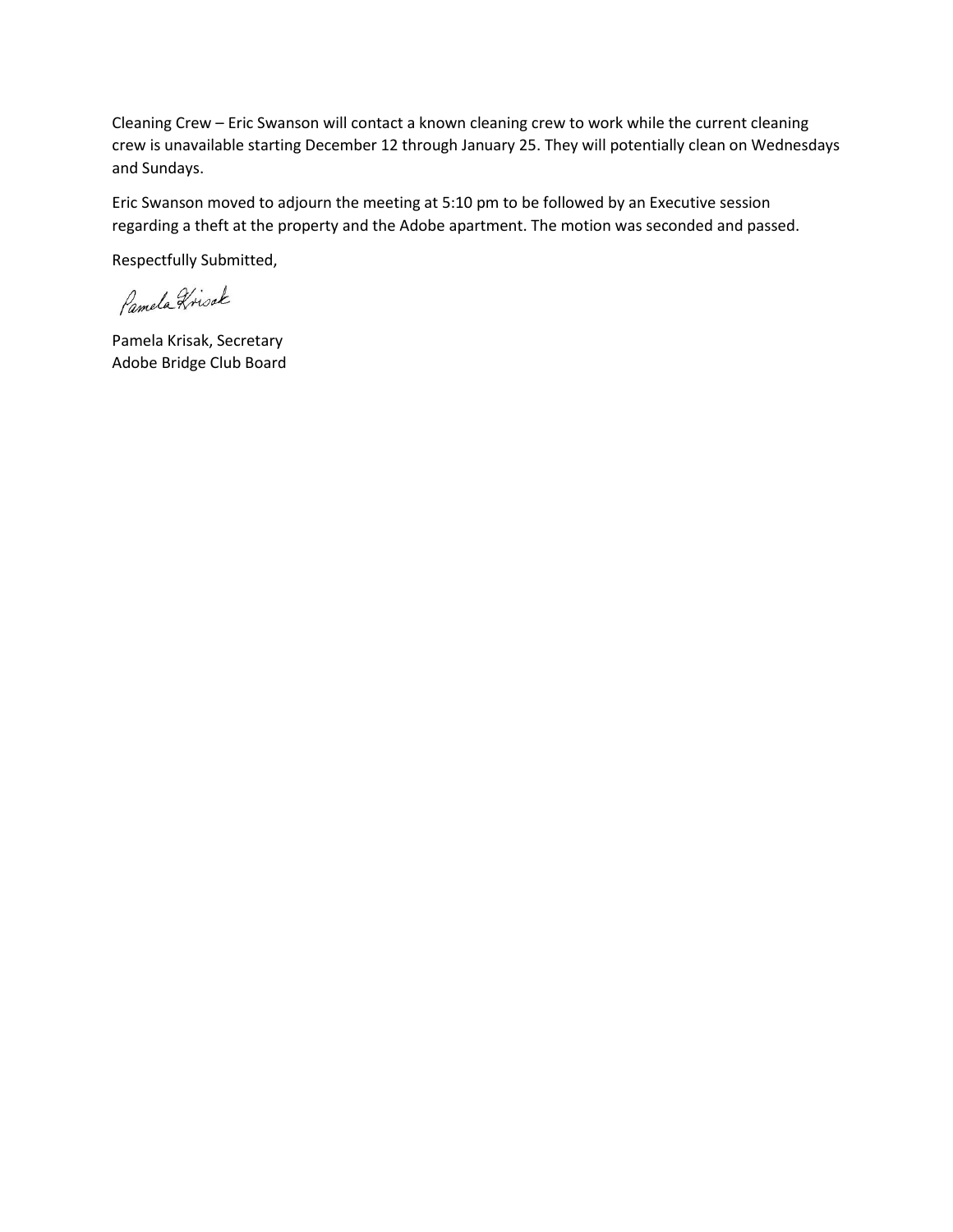Cleaning Crew – Eric Swanson will contact a known cleaning crew to work while the current cleaning crew is unavailable starting December 12 through January 25. They will potentially clean on Wednesdays and Sundays.

Eric Swanson moved to adjourn the meeting at 5:10 pm to be followed by an Executive session regarding a theft at the property and the Adobe apartment. The motion was seconded and passed.

Respectfully Submitted,

Pamela Krisak

Pamela Krisak, Secretary  
Adobe Bridge Club Board